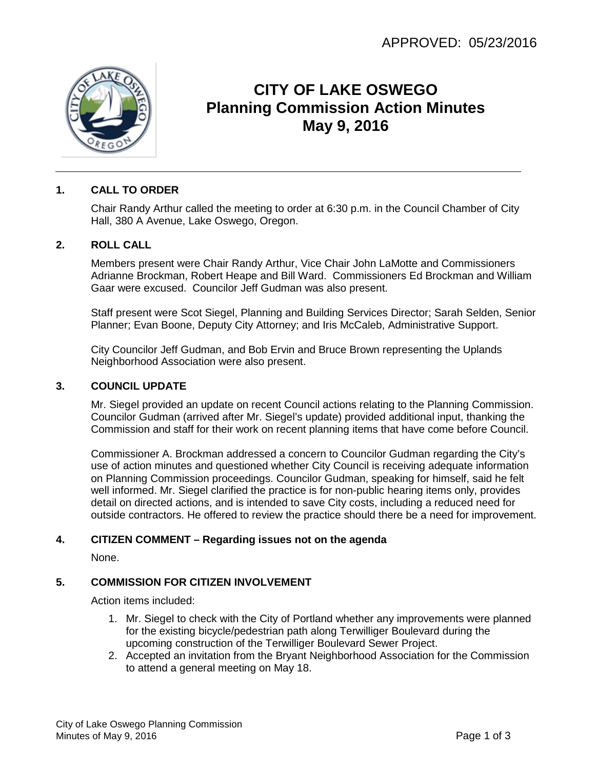APPROVED: 05/23/2016

# CITY OF LAKE OSWEGO
# Planning Commission Action Minutes
# May 9, 2016

---

## 1. CALL TO ORDER

Chair Randy Arthur called the meeting to order at 6:30 p.m. in the Council Chamber of City Hall, 380 A Avenue, Lake Oswego, Oregon.

## 2. ROLL CALL

Members present were Chair Randy Arthur, Vice Chair John LaMotte and Commissioners Adrianne Brockman, Robert Heape and Bill Ward. Commissioners Ed Brockman and William Gaar were excused. Councilor Jeff Gudman was also present.

Staff present were Scot Siegel, Planning and Building Services Director; Sarah Selden, Senior Planner; Evan Boone, Deputy City Attorney; and Iris McCaleb, Administrative Support.

City Councilor Jeff Gudman, and Bob Ervin and Bruce Brown representing the Uplands Neighborhood Association were also present.

## 3. COUNCIL UPDATE

Mr. Siegel provided an update on recent Council actions relating to the Planning Commission. Councilor Gudman (arrived after Mr. Siegel's update) provided additional input, thanking the Commission and staff for their work on recent planning items that have come before Council.

Commissioner A. Brockman addressed a concern to Councilor Gudman regarding the City's use of action minutes and questioned whether City Council is receiving adequate information on Planning Commission proceedings. Councilor Gudman, speaking for himself, said he felt well informed. Mr. Siegel clarified the practice is for non-public hearing items only, provides detail on directed actions, and is intended to save City costs, including a reduced need for outside contractors. He offered to review the practice should there be a need for improvement.

## 4. CITIZEN COMMENT – Regarding issues not on the agenda

None.

## 5. COMMISSION FOR CITIZEN INVOLVEMENT

Action items included:

1. Mr. Siegel to check with the City of Portland whether any improvements were planned for the existing bicycle/pedestrian path along Terwilliger Boulevard during the upcoming construction of the Terwilliger Boulevard Sewer Project.
2. Accepted an invitation from the Bryant Neighborhood Association for the Commission to attend a general meeting on May 18.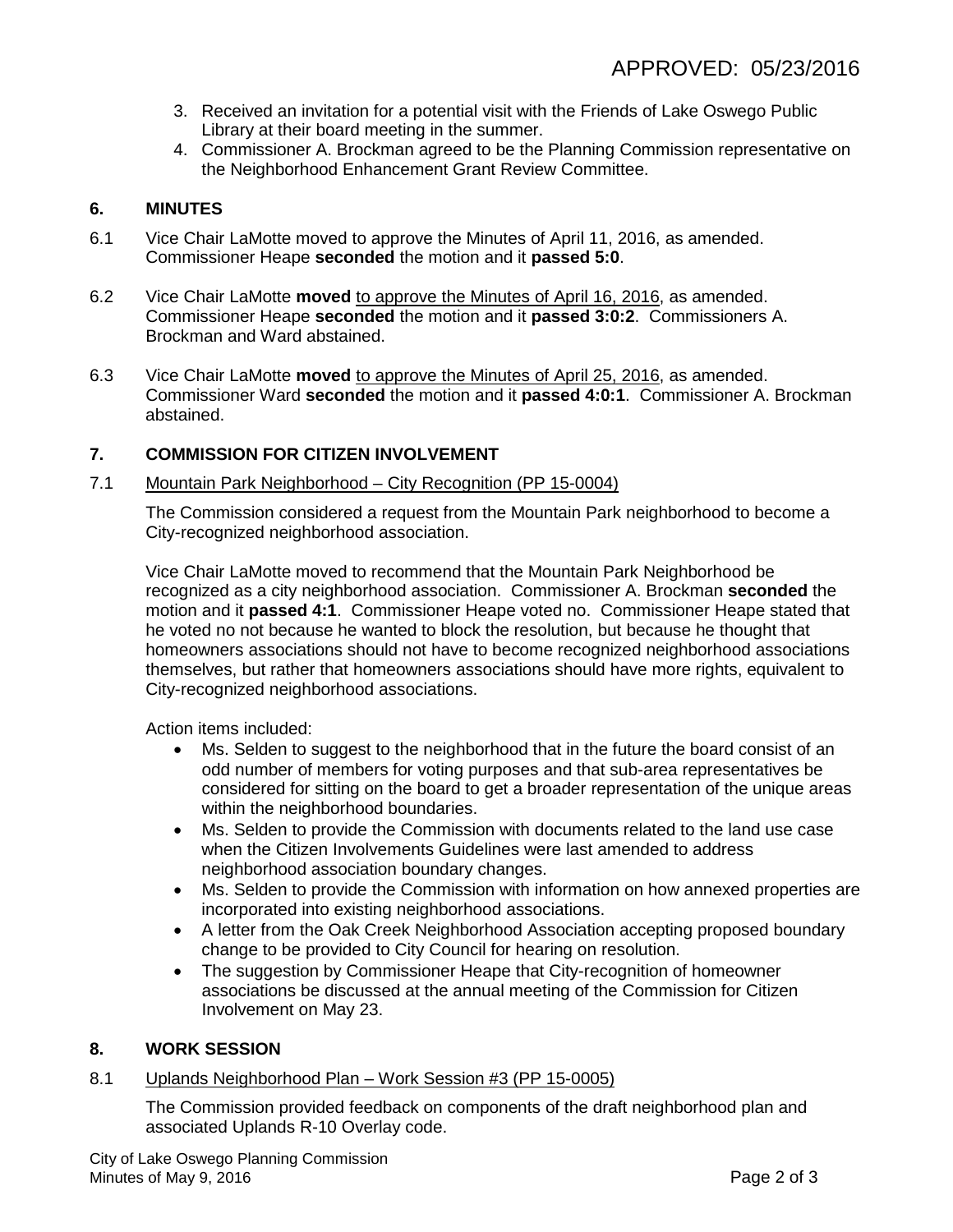APPROVED: 05/23/2016

3. Received an invitation for a potential visit with the Friends of Lake Oswego Public Library at their board meeting in the summer.
4. Commissioner A. Brockman agreed to be the Planning Commission representative on the Neighborhood Enhancement Grant Review Committee.

## 6. MINUTES

6.1 Vice Chair LaMotte moved to approve the Minutes of April 11, 2016, as amended. Commissioner Heape **seconded** the motion and it **passed 5:0**.

6.2 Vice Chair LaMotte **moved** to approve the Minutes of April 16, 2016, as amended. Commissioner Heape **seconded** the motion and it **passed 3:0:2**. Commissioners A. Brockman and Ward abstained.

6.3 Vice Chair LaMotte **moved** to approve the Minutes of April 25, 2016, as amended. Commissioner Ward **seconded** the motion and it **passed 4:0:1**. Commissioner A. Brockman abstained.

## 7. COMMISSION FOR CITIZEN INVOLVEMENT

7.1 Mountain Park Neighborhood – City Recognition (PP 15-0004)

The Commission considered a request from the Mountain Park neighborhood to become a City-recognized neighborhood association.

Vice Chair LaMotte moved to recommend that the Mountain Park Neighborhood be recognized as a city neighborhood association. Commissioner A. Brockman **seconded** the motion and it **passed 4:1**. Commissioner Heape voted no. Commissioner Heape stated that he voted no not because he wanted to block the resolution, but because he thought that homeowners associations should not have to become recognized neighborhood associations themselves, but rather that homeowners associations should have more rights, equivalent to City-recognized neighborhood associations.

Action items included:

- Ms. Selden to suggest to the neighborhood that in the future the board consist of an odd number of members for voting purposes and that sub-area representatives be considered for sitting on the board to get a broader representation of the unique areas within the neighborhood boundaries.
- Ms. Selden to provide the Commission with documents related to the land use case when the Citizen Involvements Guidelines were last amended to address neighborhood association boundary changes.
- Ms. Selden to provide the Commission with information on how annexed properties are incorporated into existing neighborhood associations.
- A letter from the Oak Creek Neighborhood Association accepting proposed boundary change to be provided to City Council for hearing on resolution.
- The suggestion by Commissioner Heape that City-recognition of homeowner associations be discussed at the annual meeting of the Commission for Citizen Involvement on May 23.

## 8. WORK SESSION

8.1 Uplands Neighborhood Plan – Work Session #3 (PP 15-0005)

The Commission provided feedback on components of the draft neighborhood plan and associated Uplands R-10 Overlay code.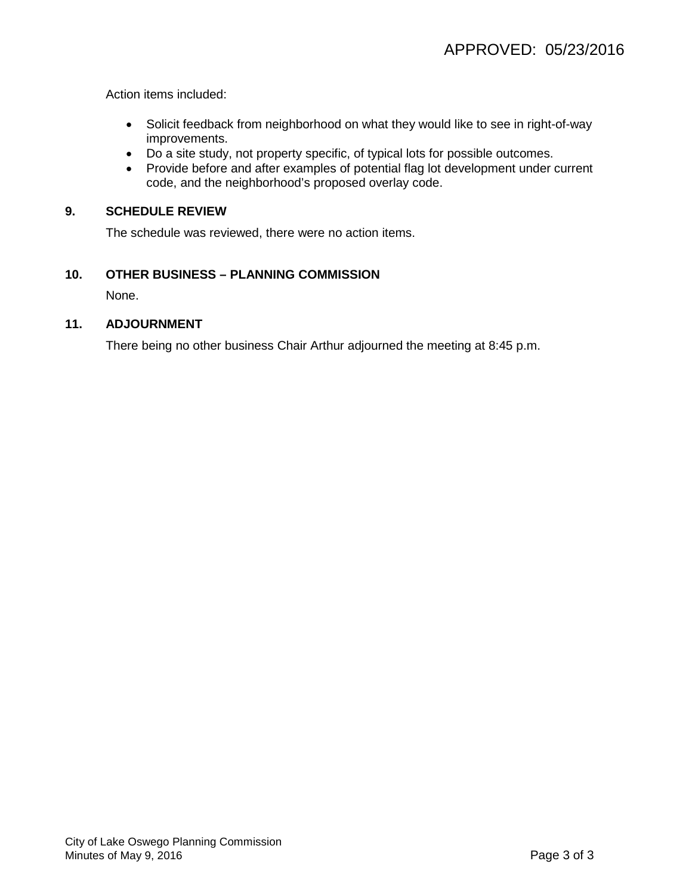APPROVED: 05/23/2016

Action items included:

- Solicit feedback from neighborhood on what they would like to see in right-of-way improvements.
- Do a site study, not property specific, of typical lots for possible outcomes.
- Provide before and after examples of potential flag lot development under current code, and the neighborhood's proposed overlay code.

## 9. SCHEDULE REVIEW

The schedule was reviewed, there were no action items.

## 10. OTHER BUSINESS – PLANNING COMMISSION

None.

## 11. ADJOURNMENT

There being no other business Chair Arthur adjourned the meeting at 8:45 p.m.